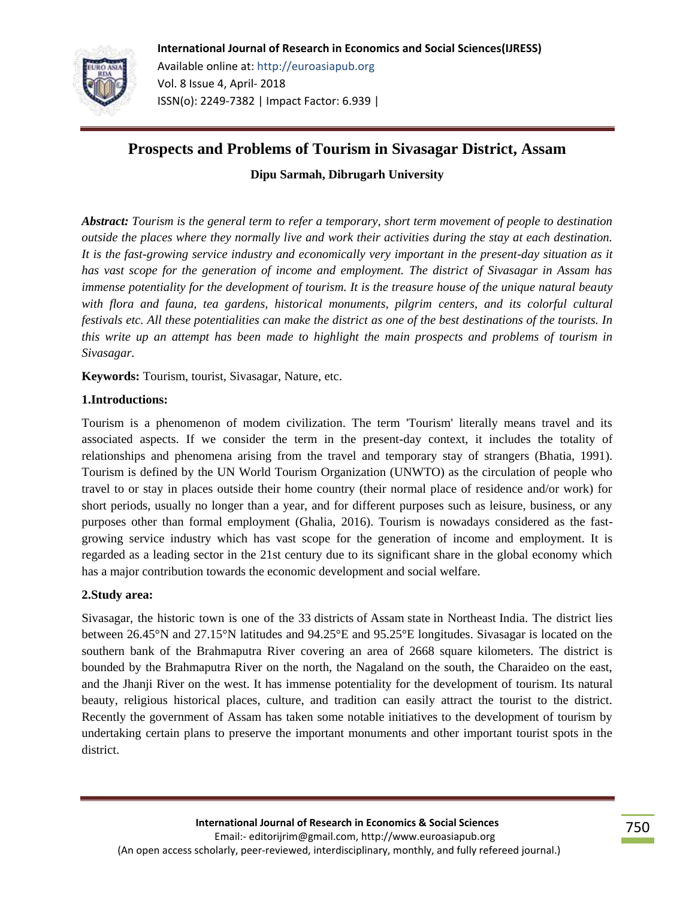# Prospects and Problems of Tourism in Sivasagar District, Assam

**Dipu Sarmah, Dibrugarh University**

***Abstract:*** *Tourism is the general term to refer a temporary, short term movement of people to destination outside the places where they normally live and work their activities during the stay at each destination. It is the fast-growing service industry and economically very important in the present-day situation as it has vast scope for the generation of income and employment. The district of Sivasagar in Assam has immense potentiality for the development of tourism. It is the treasure house of the unique natural beauty with flora and fauna, tea gardens, historical monuments, pilgrim centers, and its colorful cultural festivals etc. All these potentialities can make the district as one of the best destinations of the tourists. In this write up an attempt has been made to highlight the main prospects and problems of tourism in Sivasagar.*

**Keywords:** Tourism, tourist, Sivasagar, Nature, etc.

## 1.Introductions:

Tourism is a phenomenon of modem civilization. The term 'Tourism' literally means travel and its associated aspects. If we consider the term in the present-day context, it includes the totality of relationships and phenomena arising from the travel and temporary stay of strangers (Bhatia, 1991). Tourism is defined by the UN World Tourism Organization (UNWTO) as the circulation of people who travel to or stay in places outside their home country (their normal place of residence and/or work) for short periods, usually no longer than a year, and for different purposes such as leisure, business, or any purposes other than formal employment (Ghalia, 2016). Tourism is nowadays considered as the fast-growing service industry which has vast scope for the generation of income and employment. It is regarded as a leading sector in the 21st century due to its significant share in the global economy which has a major contribution towards the economic development and social welfare.

## 2.Study area:

Sivasagar, the historic town is one of the 33 districts of Assam state in Northeast India. The district lies between 26.45°N and 27.15°N latitudes and 94.25°E and 95.25°E longitudes. Sivasagar is located on the southern bank of the Brahmaputra River covering an area of 2668 square kilometers. The district is bounded by the Brahmaputra River on the north, the Nagaland on the south, the Charaideo on the east, and the Jhanji River on the west. It has immense potentiality for the development of tourism. Its natural beauty, religious historical places, culture, and tradition can easily attract the tourist to the district. Recently the government of Assam has taken some notable initiatives to the development of tourism by undertaking certain plans to preserve the important monuments and other important tourist spots in the district.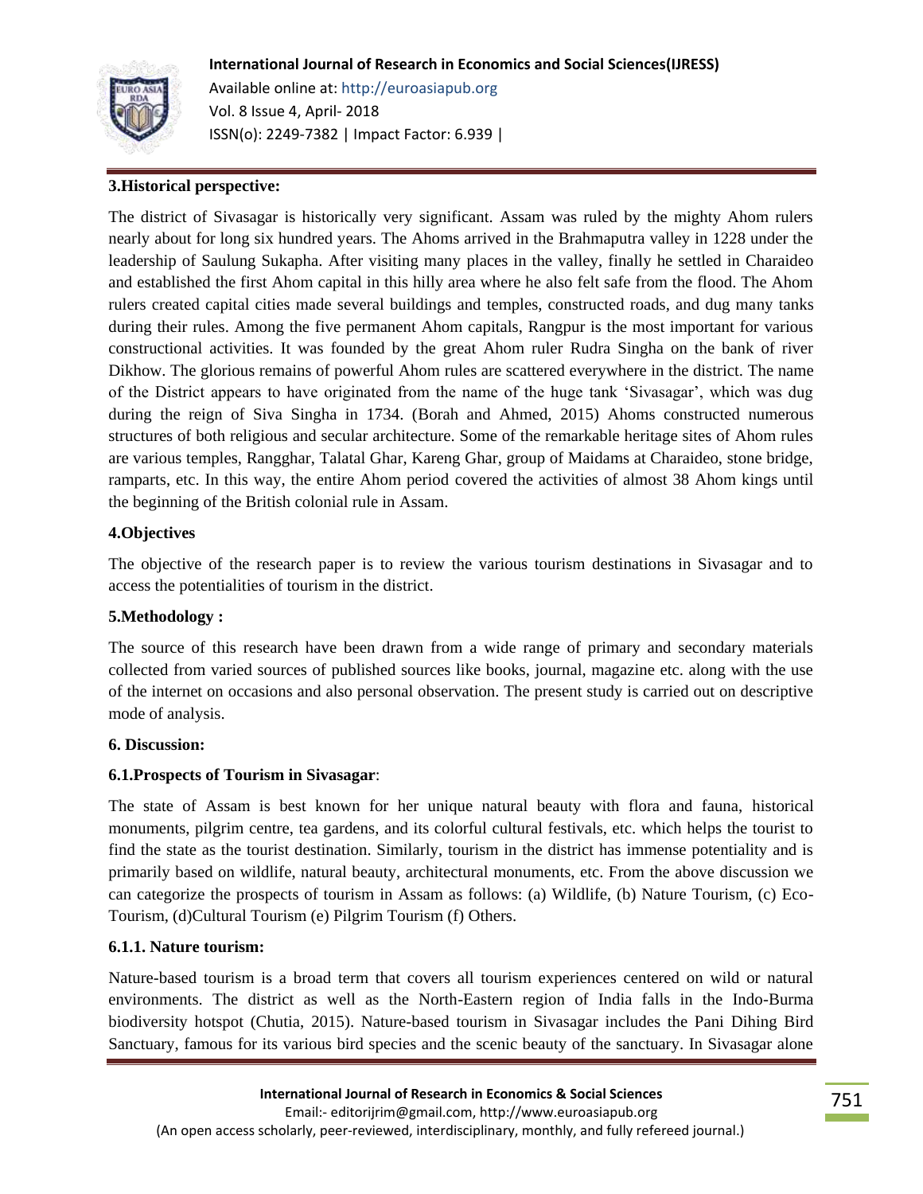## 3.Historical perspective:

The district of Sivasagar is historically very significant. Assam was ruled by the mighty Ahom rulers nearly about for long six hundred years. The Ahoms arrived in the Brahmaputra valley in 1228 under the leadership of Saulung Sukapha. After visiting many places in the valley, finally he settled in Charaideo and established the first Ahom capital in this hilly area where he also felt safe from the flood. The Ahom rulers created capital cities made several buildings and temples, constructed roads, and dug many tanks during their rules. Among the five permanent Ahom capitals, Rangpur is the most important for various constructional activities. It was founded by the great Ahom ruler Rudra Singha on the bank of river Dikhow. The glorious remains of powerful Ahom rules are scattered everywhere in the district. The name of the District appears to have originated from the name of the huge tank 'Sivasagar', which was dug during the reign of Siva Singha in 1734. (Borah and Ahmed, 2015) Ahoms constructed numerous structures of both religious and secular architecture. Some of the remarkable heritage sites of Ahom rules are various temples, Rangghar, Talatal Ghar, Kareng Ghar, group of Maidams at Charaideo, stone bridge, ramparts, etc. In this way, the entire Ahom period covered the activities of almost 38 Ahom kings until the beginning of the British colonial rule in Assam.

## 4.Objectives

The objective of the research paper is to review the various tourism destinations in Sivasagar and to access the potentialities of tourism in the district.

## 5.Methodology :

The source of this research have been drawn from a wide range of primary and secondary materials collected from varied sources of published sources like books, journal, magazine etc. along with the use of the internet on occasions and also personal observation. The present study is carried out on descriptive mode of analysis.

## 6. Discussion:

### 6.1.Prospects of Tourism in Sivasagar:

The state of Assam is best known for her unique natural beauty with flora and fauna, historical monuments, pilgrim centre, tea gardens, and its colorful cultural festivals, etc. which helps the tourist to find the state as the tourist destination. Similarly, tourism in the district has immense potentiality and is primarily based on wildlife, natural beauty, architectural monuments, etc. From the above discussion we can categorize the prospects of tourism in Assam as follows: (a) Wildlife, (b) Nature Tourism, (c) Eco-Tourism, (d)Cultural Tourism (e) Pilgrim Tourism (f) Others.

#### 6.1.1. Nature tourism:

Nature-based tourism is a broad term that covers all tourism experiences centered on wild or natural environments. The district as well as the North-Eastern region of India falls in the Indo-Burma biodiversity hotspot (Chutia, 2015). Nature-based tourism in Sivasagar includes the Pani Dihing Bird Sanctuary, famous for its various bird species and the scenic beauty of the sanctuary. In Sivasagar alone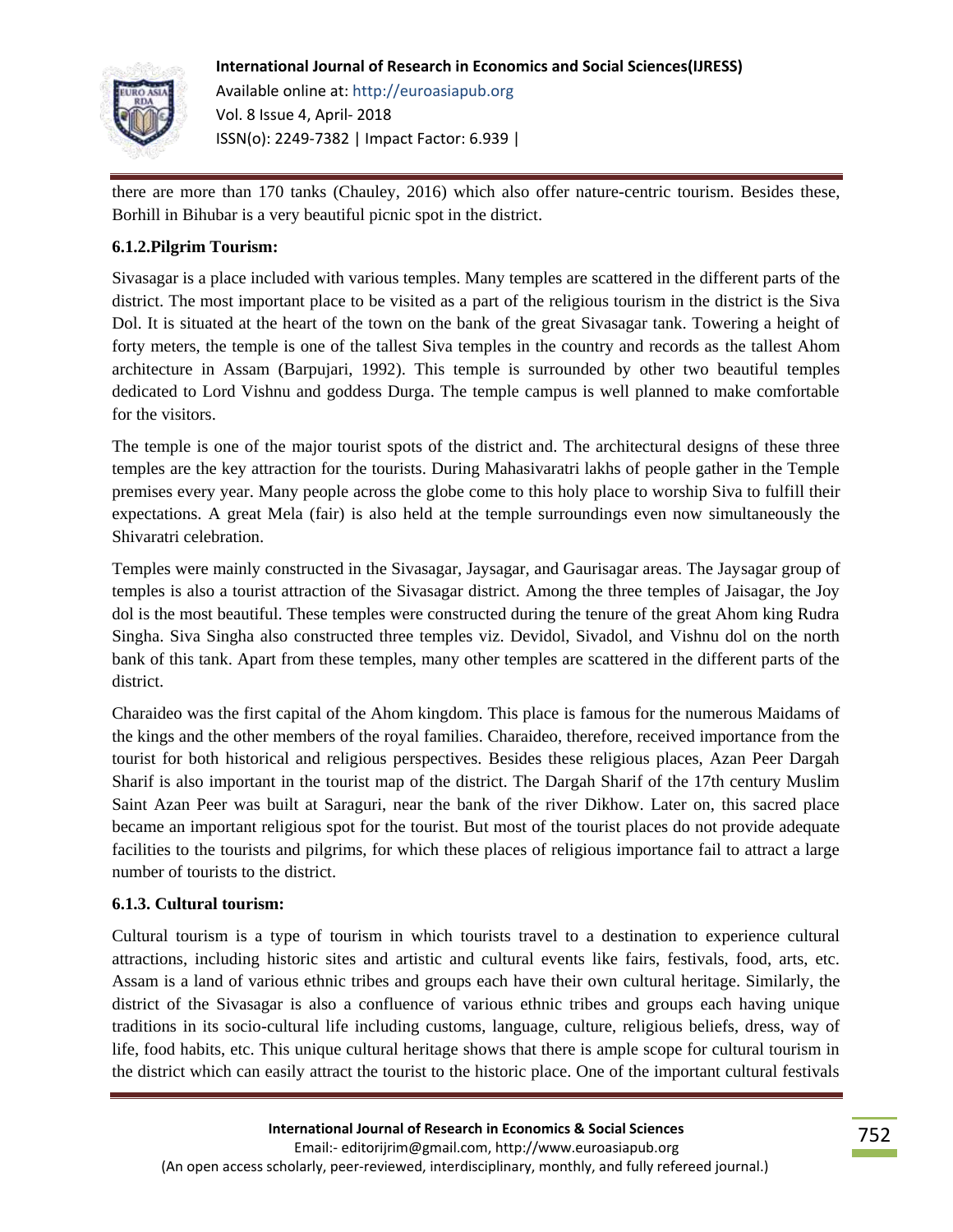there are more than 170 tanks (Chauley, 2016) which also offer nature-centric tourism. Besides these, Borhill in Bihubar is a very beautiful picnic spot in the district.

### 6.1.2.Pilgrim Tourism:

Sivasagar is a place included with various temples. Many temples are scattered in the different parts of the district. The most important place to be visited as a part of the religious tourism in the district is the Siva Dol. It is situated at the heart of the town on the bank of the great Sivasagar tank. Towering a height of forty meters, the temple is one of the tallest Siva temples in the country and records as the tallest Ahom architecture in Assam (Barpujari, 1992). This temple is surrounded by other two beautiful temples dedicated to Lord Vishnu and goddess Durga. The temple campus is well planned to make comfortable for the visitors.

The temple is one of the major tourist spots of the district and. The architectural designs of these three temples are the key attraction for the tourists. During Mahasivaratri lakhs of people gather in the Temple premises every year. Many people across the globe come to this holy place to worship Siva to fulfill their expectations. A great Mela (fair) is also held at the temple surroundings even now simultaneously the Shivaratri celebration.

Temples were mainly constructed in the Sivasagar, Jaysagar, and Gaurisagar areas. The Jaysagar group of temples is also a tourist attraction of the Sivasagar district. Among the three temples of Jaisagar, the Joy dol is the most beautiful. These temples were constructed during the tenure of the great Ahom king Rudra Singha. Siva Singha also constructed three temples viz. Devidol, Sivadol, and Vishnu dol on the north bank of this tank. Apart from these temples, many other temples are scattered in the different parts of the district.

Charaideo was the first capital of the Ahom kingdom. This place is famous for the numerous Maidams of the kings and the other members of the royal families. Charaideo, therefore, received importance from the tourist for both historical and religious perspectives. Besides these religious places, Azan Peer Dargah Sharif is also important in the tourist map of the district. The Dargah Sharif of the 17th century Muslim Saint Azan Peer was built at Saraguri, near the bank of the river Dikhow. Later on, this sacred place became an important religious spot for the tourist. But most of the tourist places do not provide adequate facilities to the tourists and pilgrims, for which these places of religious importance fail to attract a large number of tourists to the district.

### 6.1.3. Cultural tourism:

Cultural tourism is a type of tourism in which tourists travel to a destination to experience cultural attractions, including historic sites and artistic and cultural events like fairs, festivals, food, arts, etc. Assam is a land of various ethnic tribes and groups each have their own cultural heritage. Similarly, the district of the Sivasagar is also a confluence of various ethnic tribes and groups each having unique traditions in its socio-cultural life including customs, language, culture, religious beliefs, dress, way of life, food habits, etc. This unique cultural heritage shows that there is ample scope for cultural tourism in the district which can easily attract the tourist to the historic place. One of the important cultural festivals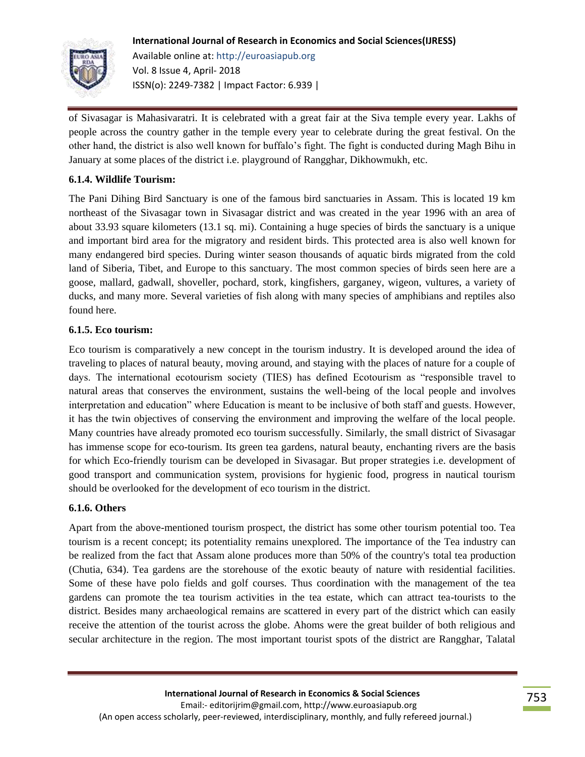of Sivasagar is Mahasivaratri. It is celebrated with a great fair at the Siva temple every year. Lakhs of people across the country gather in the temple every year to celebrate during the great festival. On the other hand, the district is also well known for buffalo's fight. The fight is conducted during Magh Bihu in January at some places of the district i.e. playground of Rangghar, Dikhowmukh, etc.

### 6.1.4. Wildlife Tourism:

The Pani Dihing Bird Sanctuary is one of the famous bird sanctuaries in Assam. This is located 19 km northeast of the Sivasagar town in Sivasagar district and was created in the year 1996 with an area of about 33.93 square kilometers (13.1 sq. mi). Containing a huge species of birds the sanctuary is a unique and important bird area for the migratory and resident birds. This protected area is also well known for many endangered bird species. During winter season thousands of aquatic birds migrated from the cold land of Siberia, Tibet, and Europe to this sanctuary. The most common species of birds seen here are a goose, mallard, gadwall, shoveller, pochard, stork, kingfishers, garganey, wigeon, vultures, a variety of ducks, and many more. Several varieties of fish along with many species of amphibians and reptiles also found here.

### 6.1.5. Eco tourism:

Eco tourism is comparatively a new concept in the tourism industry. It is developed around the idea of traveling to places of natural beauty, moving around, and staying with the places of nature for a couple of days. The international ecotourism society (TIES) has defined Ecotourism as "responsible travel to natural areas that conserves the environment, sustains the well-being of the local people and involves interpretation and education" where Education is meant to be inclusive of both staff and guests. However, it has the twin objectives of conserving the environment and improving the welfare of the local people. Many countries have already promoted eco tourism successfully. Similarly, the small district of Sivasagar has immense scope for eco-tourism. Its green tea gardens, natural beauty, enchanting rivers are the basis for which Eco-friendly tourism can be developed in Sivasagar. But proper strategies i.e. development of good transport and communication system, provisions for hygienic food, progress in nautical tourism should be overlooked for the development of eco tourism in the district.

### 6.1.6. Others

Apart from the above-mentioned tourism prospect, the district has some other tourism potential too. Tea tourism is a recent concept; its potentiality remains unexplored. The importance of the Tea industry can be realized from the fact that Assam alone produces more than 50% of the country's total tea production (Chutia, 634). Tea gardens are the storehouse of the exotic beauty of nature with residential facilities. Some of these have polo fields and golf courses. Thus coordination with the management of the tea gardens can promote the tea tourism activities in the tea estate, which can attract tea-tourists to the district. Besides many archaeological remains are scattered in every part of the district which can easily receive the attention of the tourist across the globe. Ahoms were the great builder of both religious and secular architecture in the region. The most important tourist spots of the district are Rangghar, Talatal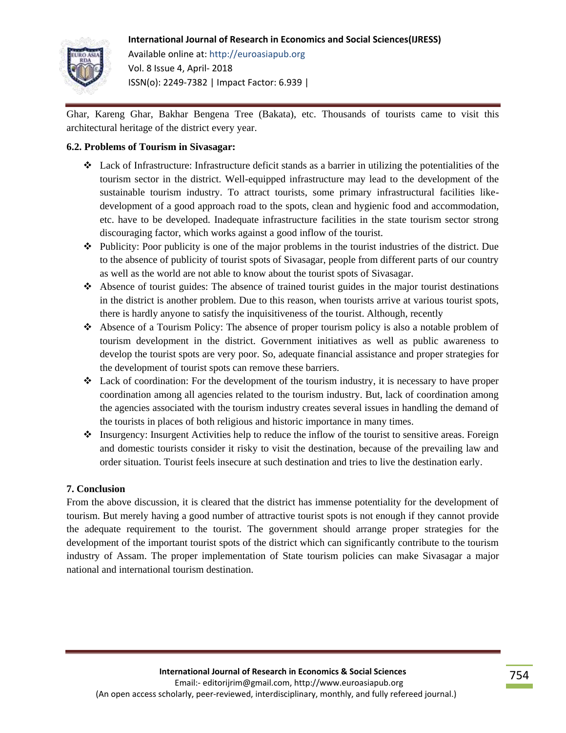Ghar, Kareng Ghar, Bakhar Bengena Tree (Bakata), etc. Thousands of tourists came to visit this architectural heritage of the district every year.

**6.2. Problems of Tourism in Sivasagar:**

- Lack of Infrastructure: Infrastructure deficit stands as a barrier in utilizing the potentialities of the tourism sector in the district. Well-equipped infrastructure may lead to the development of the sustainable tourism industry. To attract tourists, some primary infrastructural facilities like-development of a good approach road to the spots, clean and hygienic food and accommodation, etc. have to be developed. Inadequate infrastructure facilities in the state tourism sector strong discouraging factor, which works against a good inflow of the tourist.
- Publicity: Poor publicity is one of the major problems in the tourist industries of the district. Due to the absence of publicity of tourist spots of Sivasagar, people from different parts of our country as well as the world are not able to know about the tourist spots of Sivasagar.
- Absence of tourist guides: The absence of trained tourist guides in the major tourist destinations in the district is another problem. Due to this reason, when tourists arrive at various tourist spots, there is hardly anyone to satisfy the inquisitiveness of the tourist. Although, recently
- Absence of a Tourism Policy: The absence of proper tourism policy is also a notable problem of tourism development in the district. Government initiatives as well as public awareness to develop the tourist spots are very poor. So, adequate financial assistance and proper strategies for the development of tourist spots can remove these barriers.
- Lack of coordination: For the development of the tourism industry, it is necessary to have proper coordination among all agencies related to the tourism industry. But, lack of coordination among the agencies associated with the tourism industry creates several issues in handling the demand of the tourists in places of both religious and historic importance in many times.
- Insurgency: Insurgent Activities help to reduce the inflow of the tourist to sensitive areas. Foreign and domestic tourists consider it risky to visit the destination, because of the prevailing law and order situation. Tourist feels insecure at such destination and tries to live the destination early.

**7. Conclusion**

From the above discussion, it is cleared that the district has immense potentiality for the development of tourism. But merely having a good number of attractive tourist spots is not enough if they cannot provide the adequate requirement to the tourist. The government should arrange proper strategies for the development of the important tourist spots of the district which can significantly contribute to the tourism industry of Assam. The proper implementation of State tourism policies can make Sivasagar a major national and international tourism destination.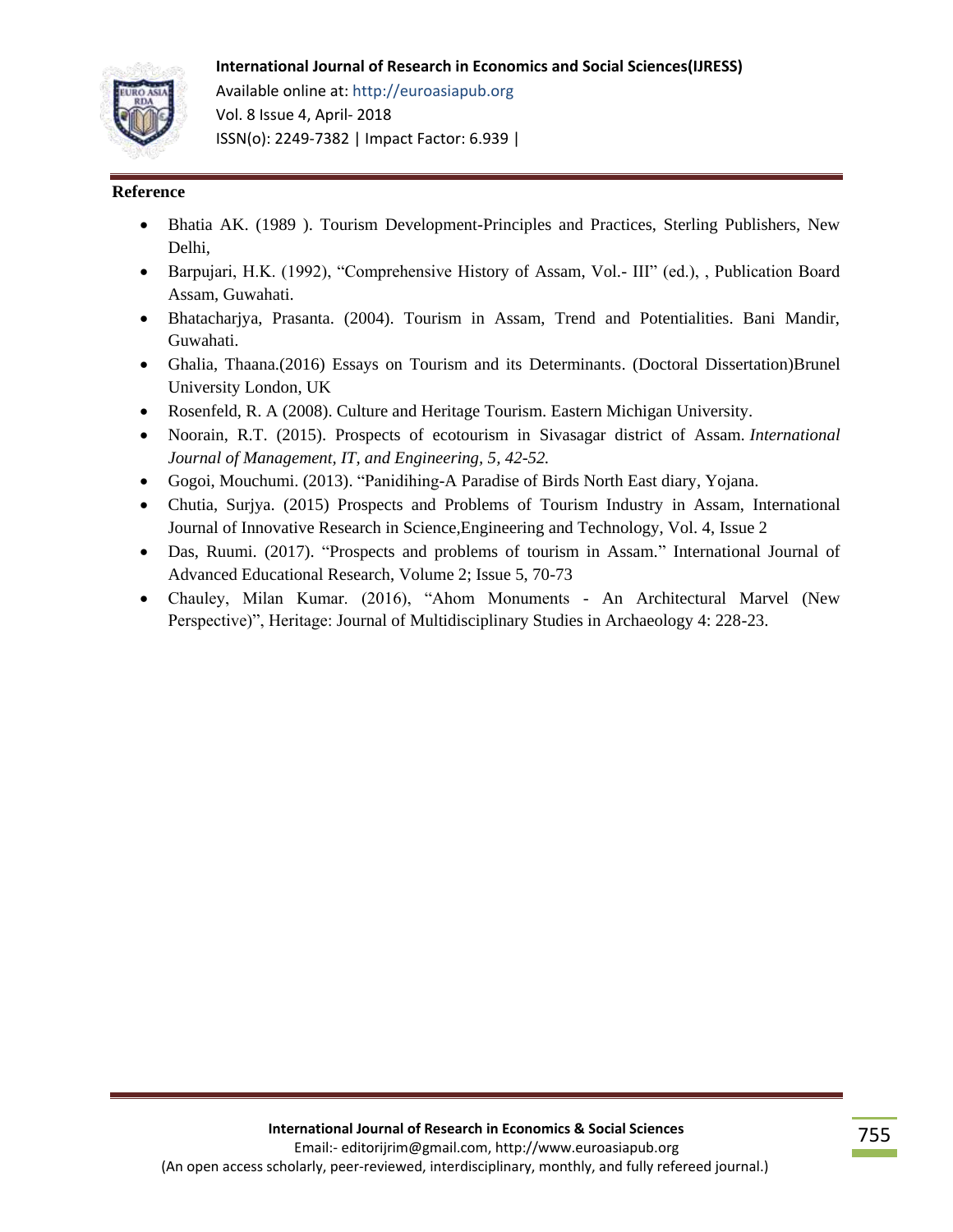**Reference**

- Bhatia AK. (1989 ). Tourism Development-Principles and Practices, Sterling Publishers, New Delhi,
- Barpujari, H.K. (1992), “Comprehensive History of Assam, Vol.- III” (ed.), , Publication Board Assam, Guwahati.
- Bhatacharjya, Prasanta. (2004). Tourism in Assam, Trend and Potentialities. Bani Mandir, Guwahati.
- Ghalia, Thaana.(2016) Essays on Tourism and its Determinants. (Doctoral Dissertation)Brunel University London, UK
- Rosenfeld, R. A (2008). Culture and Heritage Tourism. Eastern Michigan University.
- Noorain, R.T. (2015). Prospects of ecotourism in Sivasagar district of Assam. *International Journal of Management, IT, and Engineering, 5, 42-52.*
- Gogoi, Mouchumi. (2013). “Panidihing-A Paradise of Birds North East diary, Yojana.
- Chutia, Surjya. (2015) Prospects and Problems of Tourism Industry in Assam, International Journal of Innovative Research in Science,Engineering and Technology, Vol. 4, Issue 2
- Das, Ruumi. (2017). “Prospects and problems of tourism in Assam.” International Journal of Advanced Educational Research, Volume 2; Issue 5, 70-73
- Chauley, Milan Kumar. (2016), “Ahom Monuments - An Architectural Marvel (New Perspective)”, Heritage: Journal of Multidisciplinary Studies in Archaeology 4: 228-23.